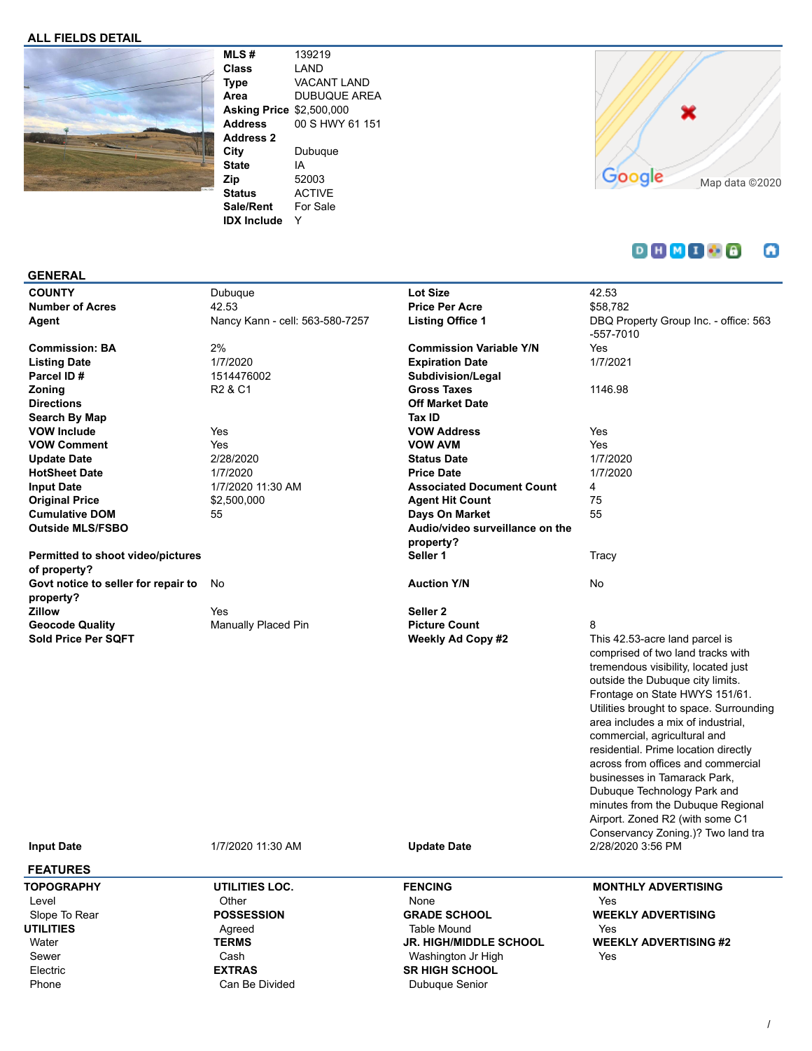## ALL FIELDS DETAIL

| | |
|---|---|
| **MLS #** | 139219 |
| **Class** | LAND |
| **Type** | VACANT LAND |
| **Area** | DUBUQUE AREA |
| **Asking Price** | $2,500,000 |
| **Address** | 00 S HWY 61 151 |
| **Address 2** | |
| **City** | Dubuque |
| **State** | IA |
| **Zip** | 52003 |
| **Status** | ACTIVE |
| **Sale/Rent** | For Sale |
| **IDX Include** | Y |

Google Map data ©2020

## GENERAL

| | | | |
|---|---|---|---|
| **COUNTY** | Dubuque | **Lot Size** | 42.53 |
| **Number of Acres** | 42.53 | **Price Per Acre** | $58,782 |
| **Agent** | Nancy Kann - cell: 563-580-7257 | **Listing Office 1** | DBQ Property Group Inc. - office: 563-557-7010 |
| **Commission: BA** | 2% | **Commission Variable Y/N** | Yes |
| **Listing Date** | 1/7/2020 | **Expiration Date** | 1/7/2021 |
| **Parcel ID #** | 1514476002 | **Subdivision/Legal** | |
| **Zoning** | R2 & C1 | **Gross Taxes** | 1146.98 |
| **Directions** | | **Off Market Date** | |
| **Search By Map** | | **Tax ID** | |
| **VOW Include** | Yes | **VOW Address** | Yes |
| **VOW Comment** | Yes | **VOW AVM** | Yes |
| **Update Date** | 2/28/2020 | **Status Date** | 1/7/2020 |
| **HotSheet Date** | 1/7/2020 | **Price Date** | 1/7/2020 |
| **Input Date** | 1/7/2020 11:30 AM | **Associated Document Count** | 4 |
| **Original Price** | $2,500,000 | **Agent Hit Count** | 75 |
| **Cumulative DOM** | 55 | **Days On Market** | 55 |
| **Outside MLS/FSBO** | | **Audio/video surveillance on the property?** | |
| **Permitted to shoot video/pictures of property?** | | **Seller 1** | Tracy |
| **Govt notice to seller for repair to property?** | No | **Auction Y/N** | No |
| **Zillow** | Yes | **Seller 2** | |
| **Geocode Quality** | Manually Placed Pin | **Picture Count** | 8 |
| **Sold Price Per SQFT** | | **Weekly Ad Copy #2** | This 42.53-acre land parcel is comprised of two land tracks with tremendous visibility, located just outside the Dubuque city limits. Frontage on State HWYS 151/61. Utilities brought to space. Surrounding area includes a mix of industrial, commercial, agricultural and residential. Prime location directly across from offices and commercial businesses in Tamarack Park, Dubuque Technology Park and minutes from the Dubuque Regional Airport. Zoned R2 (with some C1 Conservancy Zoning.)? Two land tra |
| **Input Date** | 1/7/2020 11:30 AM | **Update Date** | 2/28/2020 3:56 PM |

## FEATURES

**TOPOGRAPHY**
- Level
- Slope To Rear

**UTILITIES**
- Water
- Sewer
- Electric
- Phone

**UTILITIES LOC.**
- Other

**POSSESSION**
- Agreed

**TERMS**
- Cash

**EXTRAS**
- Can Be Divided

**FENCING**
- None

**GRADE SCHOOL**
- Table Mound

**JR. HIGH/MIDDLE SCHOOL**
- Washington Jr High

**SR HIGH SCHOOL**
- Dubuque Senior

**MONTHLY ADVERTISING**
- Yes

**WEEKLY ADVERTISING**
- Yes

**WEEKLY ADVERTISING #2**
- Yes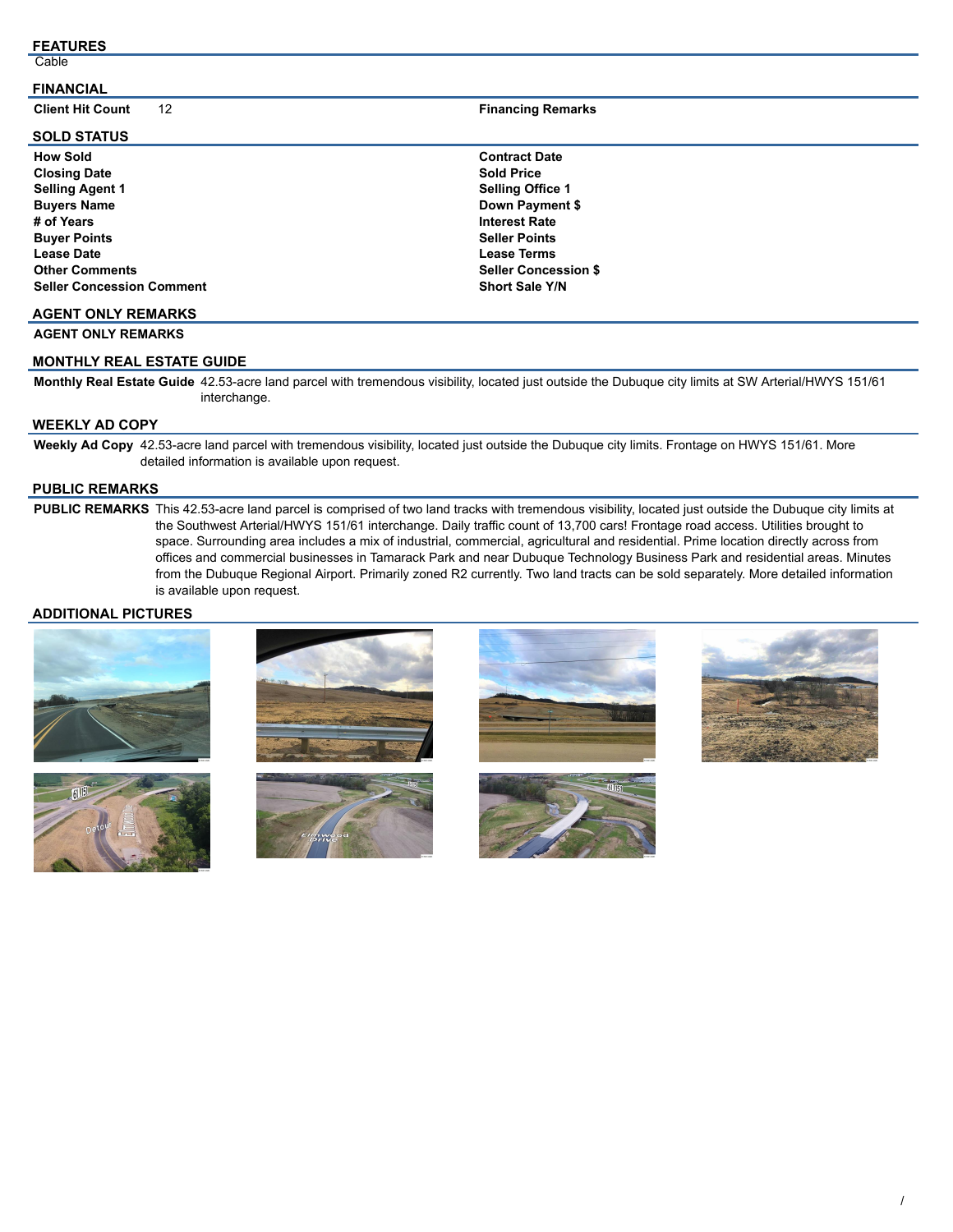## FEATURES

Cable

## FINANCIAL

| | | | |
|---|---|---|---|
| **Client Hit Count** | 12 | **Financing Remarks** | |

## SOLD STATUS

| | | | |
|---|---|---|---|
| **How Sold** | | **Contract Date** | |
| **Closing Date** | | **Sold Price** | |
| **Selling Agent 1** | | **Selling Office 1** | |
| **Buyers Name** | | **Down Payment $** | |
| **# of Years** | | **Interest Rate** | |
| **Buyer Points** | | **Seller Points** | |
| **Lease Date** | | **Lease Terms** | |
| **Other Comments** | | **Seller Concession $** | |
| **Seller Concession Comment** | | **Short Sale Y/N** | |

## AGENT ONLY REMARKS

**AGENT ONLY REMARKS**

## MONTHLY REAL ESTATE GUIDE

**Monthly Real Estate Guide** 42.53-acre land parcel with tremendous visibility, located just outside the Dubuque city limits at SW Arterial/HWYS 151/61 interchange.

## WEEKLY AD COPY

**Weekly Ad Copy** 42.53-acre land parcel with tremendous visibility, located just outside the Dubuque city limits. Frontage on HWYS 151/61. More detailed information is available upon request.

## PUBLIC REMARKS

**PUBLIC REMARKS** This 42.53-acre land parcel is comprised of two land tracks with tremendous visibility, located just outside the Dubuque city limits at the Southwest Arterial/HWYS 151/61 interchange. Daily traffic count of 13,700 cars! Frontage road access. Utilities brought to space. Surrounding area includes a mix of industrial, commercial, agricultural and residential. Prime location directly across from offices and commercial businesses in Tamarack Park and near Dubuque Technology Business Park and residential areas. Minutes from the Dubuque Regional Airport. Primarily zoned R2 currently. Two land tracts can be sold separately. More detailed information is available upon request.

## ADDITIONAL PICTURES